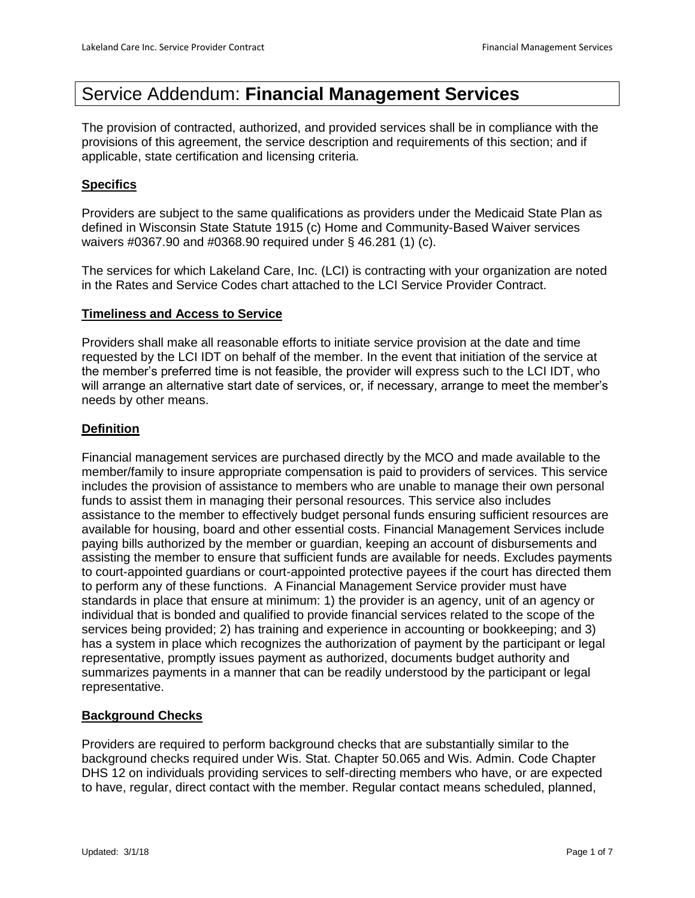# Service Addendum: **Financial Management Services**

The provision of contracted, authorized, and provided services shall be in compliance with the provisions of this agreement, the service description and requirements of this section; and if applicable, state certification and licensing criteria.

## Specifics

Providers are subject to the same qualifications as providers under the Medicaid State Plan as defined in Wisconsin State Statute 1915 (c) Home and Community-Based Waiver services waivers #0367.90 and #0368.90 required under § 46.281 (1) (c).

The services for which Lakeland Care, Inc. (LCI) is contracting with your organization are noted in the Rates and Service Codes chart attached to the LCI Service Provider Contract.

## Timeliness and Access to Service

Providers shall make all reasonable efforts to initiate service provision at the date and time requested by the LCI IDT on behalf of the member. In the event that initiation of the service at the member's preferred time is not feasible, the provider will express such to the LCI IDT, who will arrange an alternative start date of services, or, if necessary, arrange to meet the member's needs by other means.

## Definition

Financial management services are purchased directly by the MCO and made available to the member/family to insure appropriate compensation is paid to providers of services. This service includes the provision of assistance to members who are unable to manage their own personal funds to assist them in managing their personal resources. This service also includes assistance to the member to effectively budget personal funds ensuring sufficient resources are available for housing, board and other essential costs. Financial Management Services include paying bills authorized by the member or guardian, keeping an account of disbursements and assisting the member to ensure that sufficient funds are available for needs. Excludes payments to court-appointed guardians or court-appointed protective payees if the court has directed them to perform any of these functions. A Financial Management Service provider must have standards in place that ensure at minimum: 1) the provider is an agency, unit of an agency or individual that is bonded and qualified to provide financial services related to the scope of the services being provided; 2) has training and experience in accounting or bookkeeping; and 3) has a system in place which recognizes the authorization of payment by the participant or legal representative, promptly issues payment as authorized, documents budget authority and summarizes payments in a manner that can be readily understood by the participant or legal representative.

## Background Checks

Providers are required to perform background checks that are substantially similar to the background checks required under Wis. Stat. Chapter 50.065 and Wis. Admin. Code Chapter DHS 12 on individuals providing services to self-directing members who have, or are expected to have, regular, direct contact with the member. Regular contact means scheduled, planned,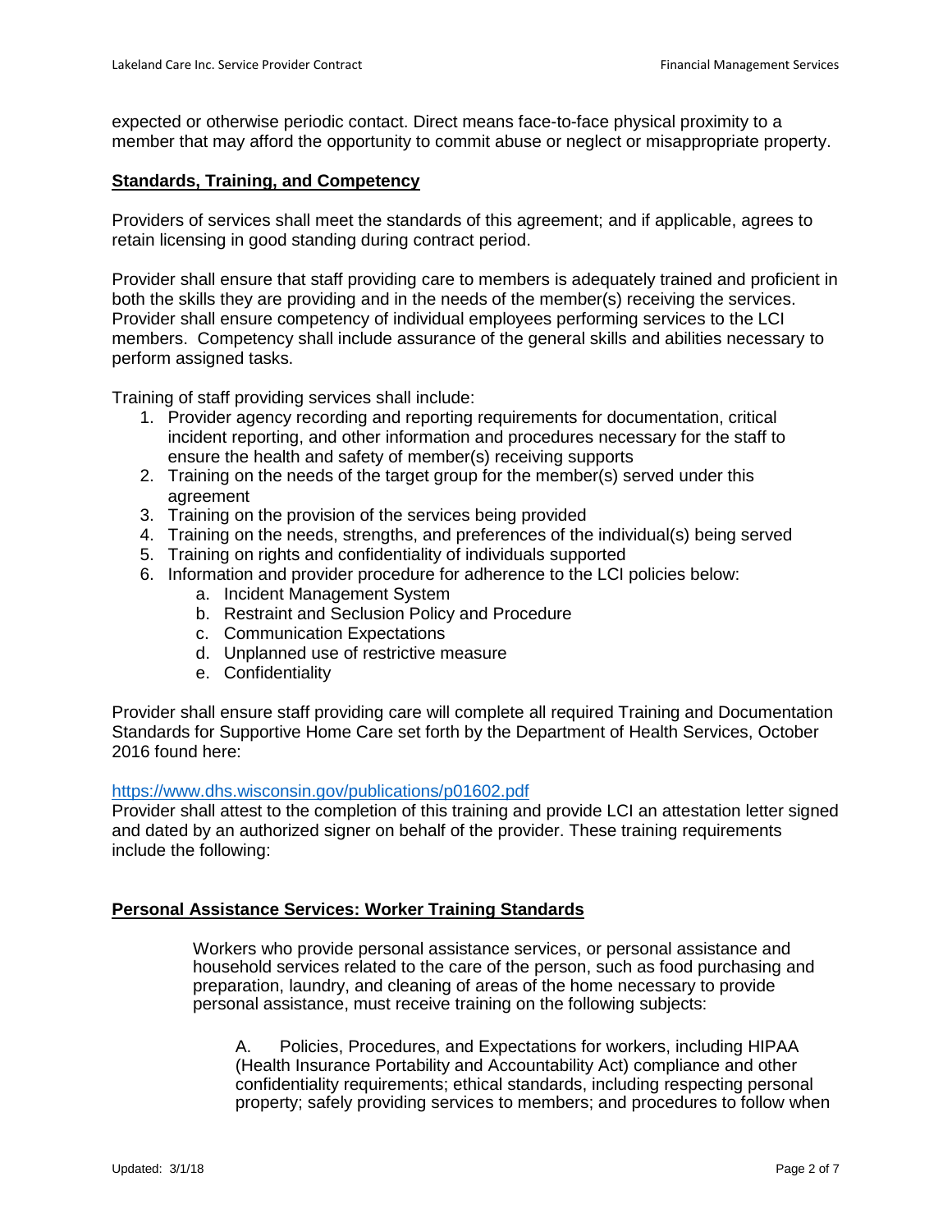expected or otherwise periodic contact. Direct means face-to-face physical proximity to a member that may afford the opportunity to commit abuse or neglect or misappropriate property.

## Standards, Training, and Competency

Providers of services shall meet the standards of this agreement; and if applicable, agrees to retain licensing in good standing during contract period.

Provider shall ensure that staff providing care to members is adequately trained and proficient in both the skills they are providing and in the needs of the member(s) receiving the services. Provider shall ensure competency of individual employees performing services to the LCI members. Competency shall include assurance of the general skills and abilities necessary to perform assigned tasks.

Training of staff providing services shall include:

1. Provider agency recording and reporting requirements for documentation, critical incident reporting, and other information and procedures necessary for the staff to ensure the health and safety of member(s) receiving supports
2. Training on the needs of the target group for the member(s) served under this agreement
3. Training on the provision of the services being provided
4. Training on the needs, strengths, and preferences of the individual(s) being served
5. Training on rights and confidentiality of individuals supported
6. Information and provider procedure for adherence to the LCI policies below:
    a. Incident Management System
    b. Restraint and Seclusion Policy and Procedure
    c. Communication Expectations
    d. Unplanned use of restrictive measure
    e. Confidentiality

Provider shall ensure staff providing care will complete all required Training and Documentation Standards for Supportive Home Care set forth by the Department of Health Services, October 2016 found here:

https://www.dhs.wisconsin.gov/publications/p01602.pdf

Provider shall attest to the completion of this training and provide LCI an attestation letter signed and dated by an authorized signer on behalf of the provider. These training requirements include the following:

## Personal Assistance Services: Worker Training Standards

Workers who provide personal assistance services, or personal assistance and household services related to the care of the person, such as food purchasing and preparation, laundry, and cleaning of areas of the home necessary to provide personal assistance, must receive training on the following subjects:

A. Policies, Procedures, and Expectations for workers, including HIPAA (Health Insurance Portability and Accountability Act) compliance and other confidentiality requirements; ethical standards, including respecting personal property; safely providing services to members; and procedures to follow when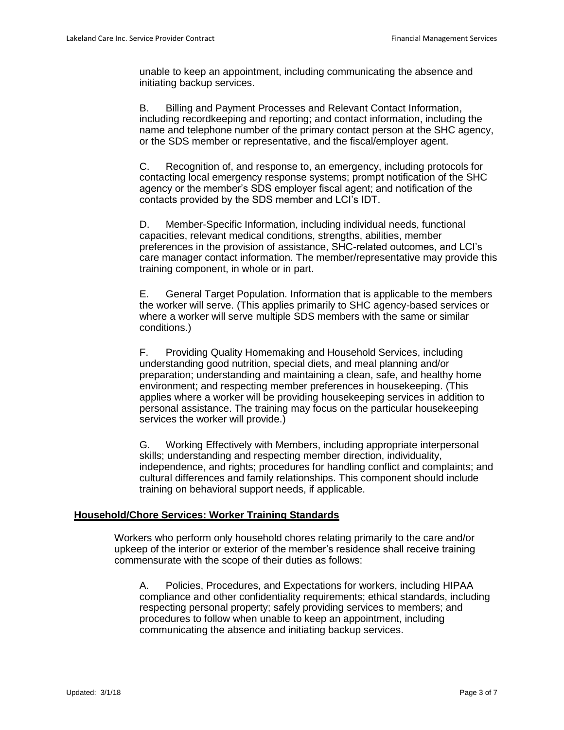unable to keep an appointment, including communicating the absence and initiating backup services.

B. Billing and Payment Processes and Relevant Contact Information, including recordkeeping and reporting; and contact information, including the name and telephone number of the primary contact person at the SHC agency, or the SDS member or representative, and the fiscal/employer agent.

C. Recognition of, and response to, an emergency, including protocols for contacting local emergency response systems; prompt notification of the SHC agency or the member's SDS employer fiscal agent; and notification of the contacts provided by the SDS member and LCI's IDT.

D. Member-Specific Information, including individual needs, functional capacities, relevant medical conditions, strengths, abilities, member preferences in the provision of assistance, SHC-related outcomes, and LCI's care manager contact information. The member/representative may provide this training component, in whole or in part.

E. General Target Population. Information that is applicable to the members the worker will serve. (This applies primarily to SHC agency-based services or where a worker will serve multiple SDS members with the same or similar conditions.)

F. Providing Quality Homemaking and Household Services, including understanding good nutrition, special diets, and meal planning and/or preparation; understanding and maintaining a clean, safe, and healthy home environment; and respecting member preferences in housekeeping. (This applies where a worker will be providing housekeeping services in addition to personal assistance. The training may focus on the particular housekeeping services the worker will provide.)

G. Working Effectively with Members, including appropriate interpersonal skills; understanding and respecting member direction, individuality, independence, and rights; procedures for handling conflict and complaints; and cultural differences and family relationships. This component should include training on behavioral support needs, if applicable.

## **Household/Chore Services: Worker Training Standards**

Workers who perform only household chores relating primarily to the care and/or upkeep of the interior or exterior of the member's residence shall receive training commensurate with the scope of their duties as follows:

A. Policies, Procedures, and Expectations for workers, including HIPAA compliance and other confidentiality requirements; ethical standards, including respecting personal property; safely providing services to members; and procedures to follow when unable to keep an appointment, including communicating the absence and initiating backup services.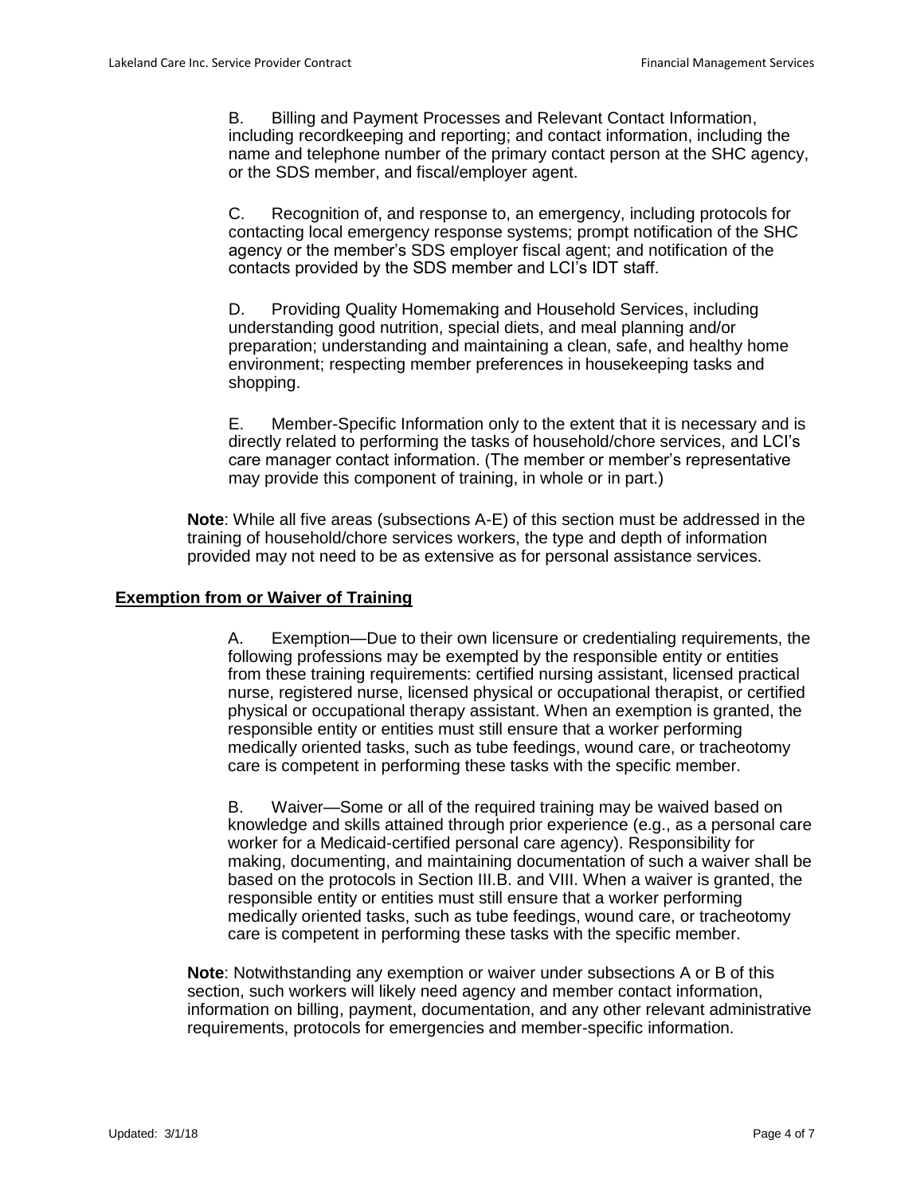B. Billing and Payment Processes and Relevant Contact Information, including recordkeeping and reporting; and contact information, including the name and telephone number of the primary contact person at the SHC agency, or the SDS member, and fiscal/employer agent.

C. Recognition of, and response to, an emergency, including protocols for contacting local emergency response systems; prompt notification of the SHC agency or the member's SDS employer fiscal agent; and notification of the contacts provided by the SDS member and LCI's IDT staff.

D. Providing Quality Homemaking and Household Services, including understanding good nutrition, special diets, and meal planning and/or preparation; understanding and maintaining a clean, safe, and healthy home environment; respecting member preferences in housekeeping tasks and shopping.

E. Member-Specific Information only to the extent that it is necessary and is directly related to performing the tasks of household/chore services, and LCI's care manager contact information. (The member or member's representative may provide this component of training, in whole or in part.)

**Note**: While all five areas (subsections A-E) of this section must be addressed in the training of household/chore services workers, the type and depth of information provided may not need to be as extensive as for personal assistance services.

## Exemption from or Waiver of Training

A. Exemption—Due to their own licensure or credentialing requirements, the following professions may be exempted by the responsible entity or entities from these training requirements: certified nursing assistant, licensed practical nurse, registered nurse, licensed physical or occupational therapist, or certified physical or occupational therapy assistant. When an exemption is granted, the responsible entity or entities must still ensure that a worker performing medically oriented tasks, such as tube feedings, wound care, or tracheotomy care is competent in performing these tasks with the specific member.

B. Waiver—Some or all of the required training may be waived based on knowledge and skills attained through prior experience (e.g., as a personal care worker for a Medicaid-certified personal care agency). Responsibility for making, documenting, and maintaining documentation of such a waiver shall be based on the protocols in Section III.B. and VIII. When a waiver is granted, the responsible entity or entities must still ensure that a worker performing medically oriented tasks, such as tube feedings, wound care, or tracheotomy care is competent in performing these tasks with the specific member.

**Note**: Notwithstanding any exemption or waiver under subsections A or B of this section, such workers will likely need agency and member contact information, information on billing, payment, documentation, and any other relevant administrative requirements, protocols for emergencies and member-specific information.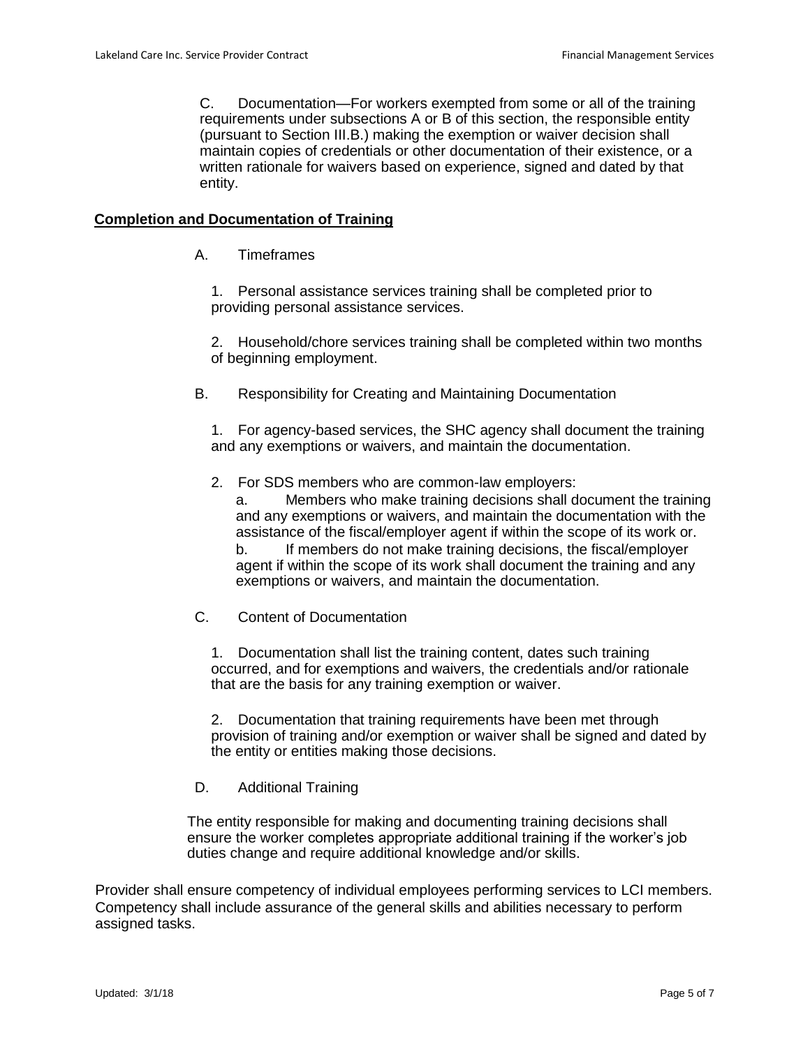C. Documentation—For workers exempted from some or all of the training requirements under subsections A or B of this section, the responsible entity (pursuant to Section III.B.) making the exemption or waiver decision shall maintain copies of credentials or other documentation of their existence, or a written rationale for waivers based on experience, signed and dated by that entity.

**Completion and Documentation of Training**

A. Timeframes

1. Personal assistance services training shall be completed prior to providing personal assistance services.

2. Household/chore services training shall be completed within two months of beginning employment.

B. Responsibility for Creating and Maintaining Documentation

1. For agency-based services, the SHC agency shall document the training and any exemptions or waivers, and maintain the documentation.

2. For SDS members who are common-law employers:

a. Members who make training decisions shall document the training and any exemptions or waivers, and maintain the documentation with the assistance of the fiscal/employer agent if within the scope of its work or.

b. If members do not make training decisions, the fiscal/employer agent if within the scope of its work shall document the training and any exemptions or waivers, and maintain the documentation.

C. Content of Documentation

1. Documentation shall list the training content, dates such training occurred, and for exemptions and waivers, the credentials and/or rationale that are the basis for any training exemption or waiver.

2. Documentation that training requirements have been met through provision of training and/or exemption or waiver shall be signed and dated by the entity or entities making those decisions.

D. Additional Training

The entity responsible for making and documenting training decisions shall ensure the worker completes appropriate additional training if the worker's job duties change and require additional knowledge and/or skills.

Provider shall ensure competency of individual employees performing services to LCI members. Competency shall include assurance of the general skills and abilities necessary to perform assigned tasks.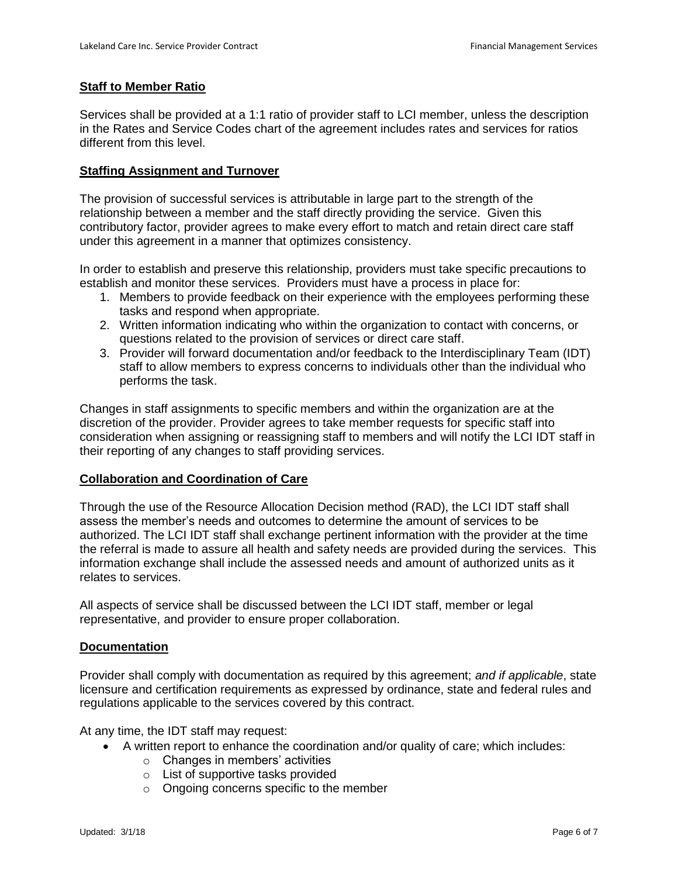## Staff to Member Ratio

Services shall be provided at a 1:1 ratio of provider staff to LCI member, unless the description in the Rates and Service Codes chart of the agreement includes rates and services for ratios different from this level.

## Staffing Assignment and Turnover

The provision of successful services is attributable in large part to the strength of the relationship between a member and the staff directly providing the service. Given this contributory factor, provider agrees to make every effort to match and retain direct care staff under this agreement in a manner that optimizes consistency.

In order to establish and preserve this relationship, providers must take specific precautions to establish and monitor these services. Providers must have a process in place for:

1. Members to provide feedback on their experience with the employees performing these tasks and respond when appropriate.
2. Written information indicating who within the organization to contact with concerns, or questions related to the provision of services or direct care staff.
3. Provider will forward documentation and/or feedback to the Interdisciplinary Team (IDT) staff to allow members to express concerns to individuals other than the individual who performs the task.

Changes in staff assignments to specific members and within the organization are at the discretion of the provider. Provider agrees to take member requests for specific staff into consideration when assigning or reassigning staff to members and will notify the LCI IDT staff in their reporting of any changes to staff providing services.

## Collaboration and Coordination of Care

Through the use of the Resource Allocation Decision method (RAD), the LCI IDT staff shall assess the member's needs and outcomes to determine the amount of services to be authorized. The LCI IDT staff shall exchange pertinent information with the provider at the time the referral is made to assure all health and safety needs are provided during the services. This information exchange shall include the assessed needs and amount of authorized units as it relates to services.

All aspects of service shall be discussed between the LCI IDT staff, member or legal representative, and provider to ensure proper collaboration.

## Documentation

Provider shall comply with documentation as required by this agreement; *and if applicable*, state licensure and certification requirements as expressed by ordinance, state and federal rules and regulations applicable to the services covered by this contract.

At any time, the IDT staff may request:

- A written report to enhance the coordination and/or quality of care; which includes:
  - Changes in members' activities
  - List of supportive tasks provided
  - Ongoing concerns specific to the member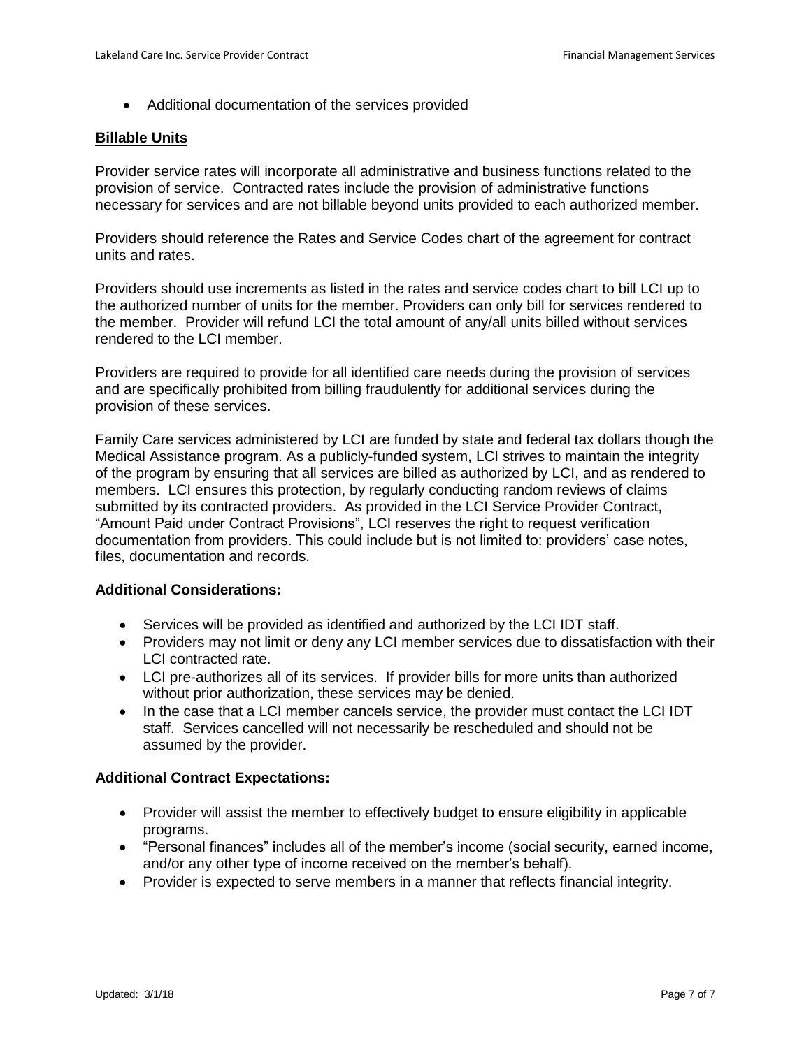- Additional documentation of the services provided

## Billable Units

Provider service rates will incorporate all administrative and business functions related to the provision of service. Contracted rates include the provision of administrative functions necessary for services and are not billable beyond units provided to each authorized member.

Providers should reference the Rates and Service Codes chart of the agreement for contract units and rates.

Providers should use increments as listed in the rates and service codes chart to bill LCI up to the authorized number of units for the member. Providers can only bill for services rendered to the member. Provider will refund LCI the total amount of any/all units billed without services rendered to the LCI member.

Providers are required to provide for all identified care needs during the provision of services and are specifically prohibited from billing fraudulently for additional services during the provision of these services.

Family Care services administered by LCI are funded by state and federal tax dollars though the Medical Assistance program. As a publicly-funded system, LCI strives to maintain the integrity of the program by ensuring that all services are billed as authorized by LCI, and as rendered to members. LCI ensures this protection, by regularly conducting random reviews of claims submitted by its contracted providers. As provided in the LCI Service Provider Contract, "Amount Paid under Contract Provisions", LCI reserves the right to request verification documentation from providers. This could include but is not limited to: providers' case notes, files, documentation and records.

### Additional Considerations:

- Services will be provided as identified and authorized by the LCI IDT staff.
- Providers may not limit or deny any LCI member services due to dissatisfaction with their LCI contracted rate.
- LCI pre-authorizes all of its services. If provider bills for more units than authorized without prior authorization, these services may be denied.
- In the case that a LCI member cancels service, the provider must contact the LCI IDT staff. Services cancelled will not necessarily be rescheduled and should not be assumed by the provider.

### Additional Contract Expectations:

- Provider will assist the member to effectively budget to ensure eligibility in applicable programs.
- "Personal finances" includes all of the member's income (social security, earned income, and/or any other type of income received on the member's behalf).
- Provider is expected to serve members in a manner that reflects financial integrity.